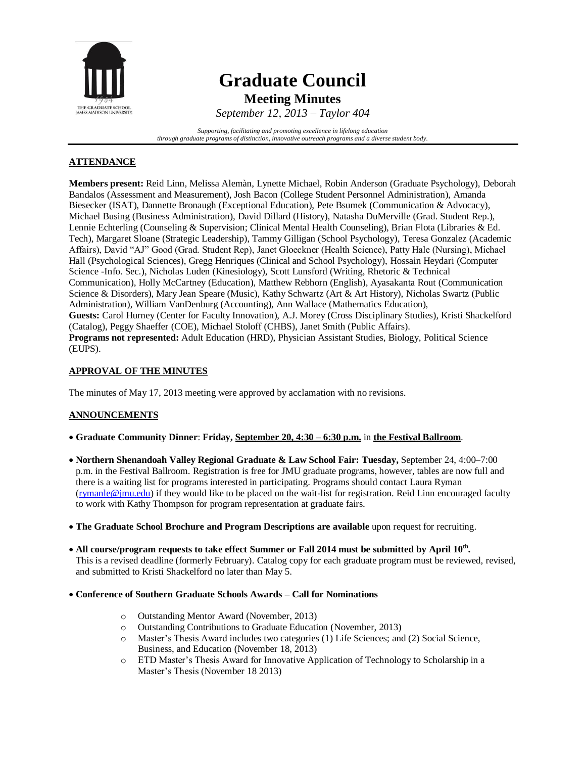# Graduate Council

## Meeting Minutes

*September 12, 2013 – Taylor 404*

*Supporting, facilitating and promoting excellence in lifelong education through graduate programs of distinction, innovative outreach programs and a diverse student body.*

## ATTENDANCE

**Members present:** Reid Linn, Melissa Alemàn, Lynette Michael, Robin Anderson (Graduate Psychology), Deborah Bandalos (Assessment and Measurement), Josh Bacon (College Student Personnel Administration), Amanda Biesecker (ISAT), Dannette Bronaugh (Exceptional Education), Pete Bsumek (Communication & Advocacy), Michael Busing (Business Administration), David Dillard (History), Natasha DuMerville (Grad. Student Rep.), Lennie Echterling (Counseling & Supervision; Clinical Mental Health Counseling), Brian Flota (Libraries & Ed. Tech), Margaret Sloane (Strategic Leadership), Tammy Gilligan (School Psychology), Teresa Gonzalez (Academic Affairs), David "AJ" Good (Grad. Student Rep), Janet Gloeckner (Health Science), Patty Hale (Nursing), Michael Hall (Psychological Sciences), Gregg Henriques (Clinical and School Psychology), Hossain Heydari (Computer Science -Info. Sec.), Nicholas Luden (Kinesiology), Scott Lunsford (Writing, Rhetoric & Technical Communication), Holly McCartney (Education), Matthew Rebhorn (English), Ayasakanta Rout (Communication Science & Disorders), Mary Jean Speare (Music), Kathy Schwartz (Art & Art History), Nicholas Swartz (Public Administration), William VanDenburg (Accounting), Ann Wallace (Mathematics Education),
**Guests:** Carol Hurney (Center for Faculty Innovation), A.J. Morey (Cross Disciplinary Studies), Kristi Shackelford (Catalog), Peggy Shaeffer (COE), Michael Stoloff (CHBS), Janet Smith (Public Affairs).
**Programs not represented:** Adult Education (HRD), Physician Assistant Studies, Biology, Political Science (EUPS).

## APPROVAL OF THE MINUTES

The minutes of May 17, 2013 meeting were approved by acclamation with no revisions.

## ANNOUNCEMENTS

- **Graduate Community Dinner**: **Friday, September 20, 4:30 – 6:30 p.m.** in **the Festival Ballroom**.
- **Northern Shenandoah Valley Regional Graduate & Law School Fair: Tuesday,** September 24, 4:00–7:00 p.m. in the Festival Ballroom. Registration is free for JMU graduate programs, however, tables are now full and there is a waiting list for programs interested in participating. Programs should contact Laura Ryman (rymanle@jmu.edu) if they would like to be placed on the wait-list for registration. Reid Linn encouraged faculty to work with Kathy Thompson for program representation at graduate fairs.
- **The Graduate School Brochure and Program Descriptions are available** upon request for recruiting.
- **All course/program requests to take effect Summer or Fall 2014 must be submitted by April 10th.** This is a revised deadline (formerly February). Catalog copy for each graduate program must be reviewed, revised, and submitted to Kristi Shackelford no later than May 5.
- **Conference of Southern Graduate Schools Awards – Call for Nominations**
  - Outstanding Mentor Award (November, 2013)
  - Outstanding Contributions to Graduate Education (November, 2013)
  - Master's Thesis Award includes two categories (1) Life Sciences; and (2) Social Science, Business, and Education (November 18, 2013)
  - ETD Master's Thesis Award for Innovative Application of Technology to Scholarship in a Master's Thesis (November 18 2013)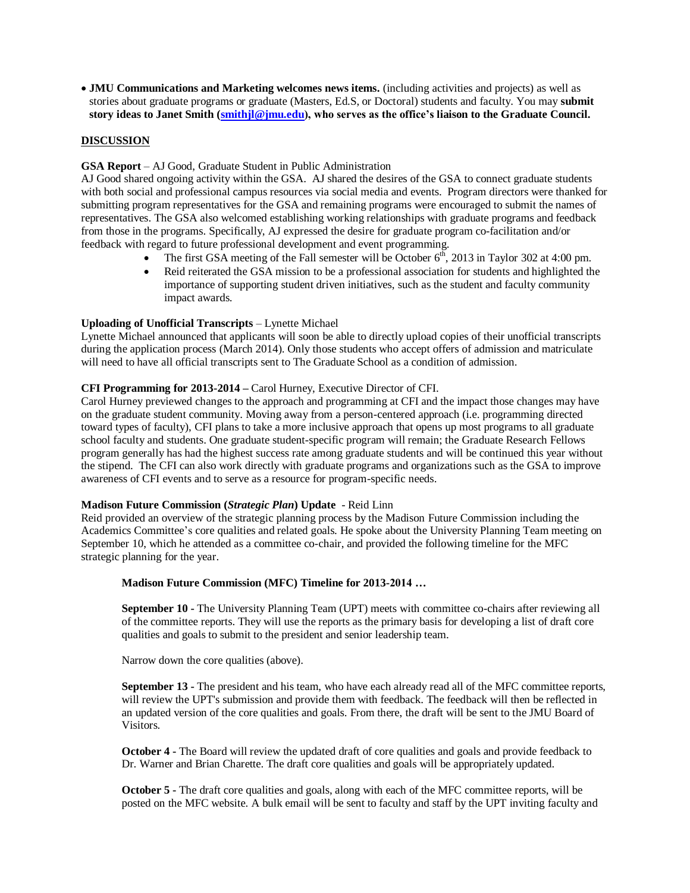- **JMU Communications and Marketing welcomes news items.** (including activities and projects) as well as stories about graduate programs or graduate (Masters, Ed.S, or Doctoral) students and faculty. You may **submit story ideas to Janet Smith ([smithjl@jmu.edu](mailto:smithjl@jmu.edu)), who serves as the office's liaison to the Graduate Council.**

## DISCUSSION

**GSA Report** – AJ Good, Graduate Student in Public Administration
AJ Good shared ongoing activity within the GSA. AJ shared the desires of the GSA to connect graduate students with both social and professional campus resources via social media and events. Program directors were thanked for submitting program representatives for the GSA and remaining programs were encouraged to submit the names of representatives. The GSA also welcomed establishing working relationships with graduate programs and feedback from those in the programs. Specifically, AJ expressed the desire for graduate program co-facilitation and/or feedback with regard to future professional development and event programming.

- The first GSA meeting of the Fall semester will be October 6th, 2013 in Taylor 302 at 4:00 pm.
- Reid reiterated the GSA mission to be a professional association for students and highlighted the importance of supporting student driven initiatives, such as the student and faculty community impact awards.

**Uploading of Unofficial Transcripts** – Lynette Michael
Lynette Michael announced that applicants will soon be able to directly upload copies of their unofficial transcripts during the application process (March 2014). Only those students who accept offers of admission and matriculate will need to have all official transcripts sent to The Graduate School as a condition of admission.

**CFI Programming for 2013-2014 –** Carol Hurney, Executive Director of CFI.
Carol Hurney previewed changes to the approach and programming at CFI and the impact those changes may have on the graduate student community. Moving away from a person-centered approach (i.e. programming directed toward types of faculty), CFI plans to take a more inclusive approach that opens up most programs to all graduate school faculty and students. One graduate student-specific program will remain; the Graduate Research Fellows program generally has had the highest success rate among graduate students and will be continued this year without the stipend. The CFI can also work directly with graduate programs and organizations such as the GSA to improve awareness of CFI events and to serve as a resource for program-specific needs.

**Madison Future Commission (*Strategic Plan*) Update** - Reid Linn
Reid provided an overview of the strategic planning process by the Madison Future Commission including the Academics Committee's core qualities and related goals. He spoke about the University Planning Team meeting on September 10, which he attended as a committee co-chair, and provided the following timeline for the MFC strategic planning for the year.

**Madison Future Commission (MFC) Timeline for 2013-2014 …**

**September 10 -** The University Planning Team (UPT) meets with committee co-chairs after reviewing all of the committee reports. They will use the reports as the primary basis for developing a list of draft core qualities and goals to submit to the president and senior leadership team.

Narrow down the core qualities (above).

**September 13 -** The president and his team, who have each already read all of the MFC committee reports, will review the UPT's submission and provide them with feedback. The feedback will then be reflected in an updated version of the core qualities and goals. From there, the draft will be sent to the JMU Board of Visitors.

**October 4 -** The Board will review the updated draft of core qualities and goals and provide feedback to Dr. Warner and Brian Charette. The draft core qualities and goals will be appropriately updated.

**October 5 -** The draft core qualities and goals, along with each of the MFC committee reports, will be posted on the MFC website. A bulk email will be sent to faculty and staff by the UPT inviting faculty and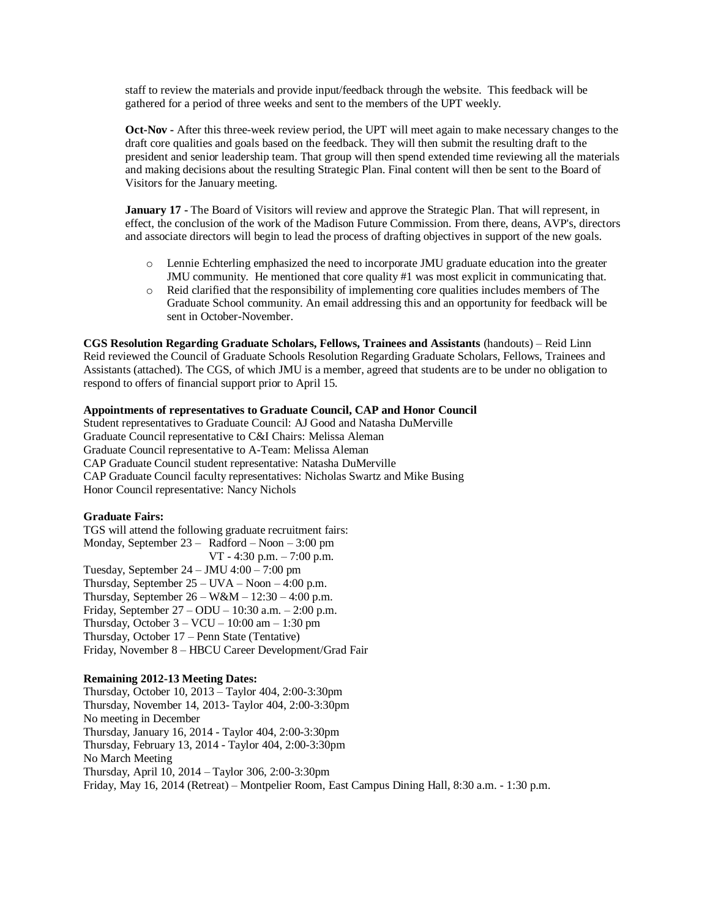staff to review the materials and provide input/feedback through the website. This feedback will be gathered for a period of three weeks and sent to the members of the UPT weekly.

**Oct-Nov -** After this three-week review period, the UPT will meet again to make necessary changes to the draft core qualities and goals based on the feedback. They will then submit the resulting draft to the president and senior leadership team. That group will then spend extended time reviewing all the materials and making decisions about the resulting Strategic Plan. Final content will then be sent to the Board of Visitors for the January meeting.

**January 17 -** The Board of Visitors will review and approve the Strategic Plan. That will represent, in effect, the conclusion of the work of the Madison Future Commission. From there, deans, AVP's, directors and associate directors will begin to lead the process of drafting objectives in support of the new goals.

- Lennie Echterling emphasized the need to incorporate JMU graduate education into the greater JMU community. He mentioned that core quality #1 was most explicit in communicating that.
- Reid clarified that the responsibility of implementing core qualities includes members of The Graduate School community. An email addressing this and an opportunity for feedback will be sent in October-November.

**CGS Resolution Regarding Graduate Scholars, Fellows, Trainees and Assistants** (handouts) – Reid Linn
Reid reviewed the Council of Graduate Schools Resolution Regarding Graduate Scholars, Fellows, Trainees and Assistants (attached). The CGS, of which JMU is a member, agreed that students are to be under no obligation to respond to offers of financial support prior to April 15.

**Appointments of representatives to Graduate Council, CAP and Honor Council**
Student representatives to Graduate Council: AJ Good and Natasha DuMerville
Graduate Council representative to C&I Chairs: Melissa Aleman
Graduate Council representative to A-Team: Melissa Aleman
CAP Graduate Council student representative: Natasha DuMerville
CAP Graduate Council faculty representatives: Nicholas Swartz and Mike Busing
Honor Council representative: Nancy Nichols

**Graduate Fairs:**
TGS will attend the following graduate recruitment fairs:
Monday, September 23 – Radford – Noon – 3:00 pm
VT - 4:30 p.m. – 7:00 p.m.
Tuesday, September 24 – JMU 4:00 – 7:00 pm
Thursday, September 25 – UVA – Noon – 4:00 p.m.
Thursday, September 26 – W&M – 12:30 – 4:00 p.m.
Friday, September 27 – ODU – 10:30 a.m. – 2:00 p.m.
Thursday, October 3 – VCU – 10:00 am – 1:30 pm
Thursday, October 17 – Penn State (Tentative)
Friday, November 8 – HBCU Career Development/Grad Fair

**Remaining 2012-13 Meeting Dates:**
Thursday, October 10, 2013 – Taylor 404, 2:00-3:30pm
Thursday, November 14, 2013- Taylor 404, 2:00-3:30pm
No meeting in December
Thursday, January 16, 2014 - Taylor 404, 2:00-3:30pm
Thursday, February 13, 2014 - Taylor 404, 2:00-3:30pm
No March Meeting
Thursday, April 10, 2014 – Taylor 306, 2:00-3:30pm
Friday, May 16, 2014 (Retreat) – Montpelier Room, East Campus Dining Hall, 8:30 a.m. - 1:30 p.m.